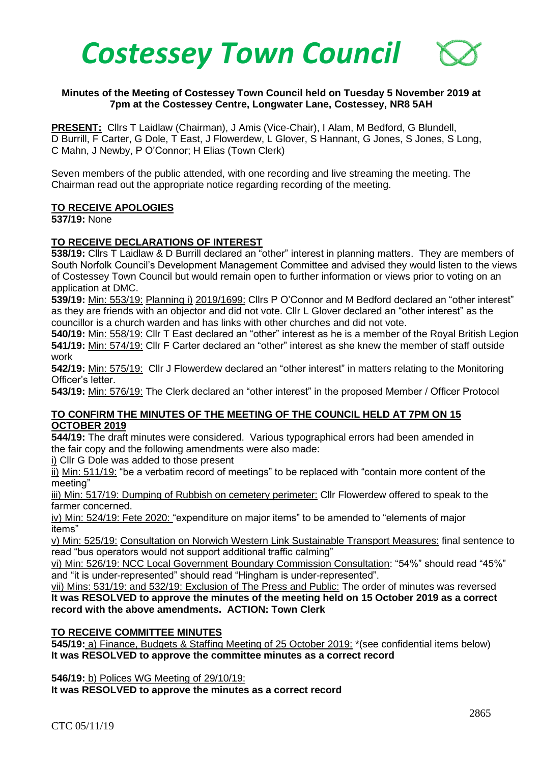# *Costessey Town Council*

**Minutes of the Meeting of Costessey Town Council held on Tuesday 5 November 2019 at 7pm at the Costessey Centre, Longwater Lane, Costessey, NR8 5AH**

**PRESENT:** Cllrs T Laidlaw (Chairman), J Amis (Vice-Chair), I Alam, M Bedford, G Blundell, D Burrill, F Carter, G Dole, T East, J Flowerdew, L Glover, S Hannant, G Jones, S Jones, S Long, C Mahn, J Newby, P O'Connor; H Elias (Town Clerk)

Seven members of the public attended, with one recording and live streaming the meeting. The Chairman read out the appropriate notice regarding recording of the meeting.

## TO RECEIVE APOLOGIES

**537/19:** None

## TO RECEIVE DECLARATIONS OF INTEREST

**538/19:** Cllrs T Laidlaw & D Burrill declared an "other" interest in planning matters. They are members of South Norfolk Council's Development Management Committee and advised they would listen to the views of Costessey Town Council but would remain open to further information or views prior to voting on an application at DMC.

**539/19:** Min: 553/19: Planning i) 2019/1699: Cllrs P O'Connor and M Bedford declared an "other interest" as they are friends with an objector and did not vote. Cllr L Glover declared an "other interest" as the councillor is a church warden and has links with other churches and did not vote.

**540/19:** Min: 558/19: Cllr T East declared an "other" interest as he is a member of the Royal British Legion

**541/19:** Min: 574/19: Cllr F Carter declared an "other" interest as she knew the member of staff outside work

**542/19:** Min: 575/19: Cllr J Flowerdew declared an "other interest" in matters relating to the Monitoring Officer's letter.

**543/19:** Min: 576/19: The Clerk declared an "other interest" in the proposed Member / Officer Protocol

## TO CONFIRM THE MINUTES OF THE MEETING OF THE COUNCIL HELD AT 7PM ON 15 OCTOBER 2019

**544/19:** The draft minutes were considered. Various typographical errors had been amended in the fair copy and the following amendments were also made:

i) Cllr G Dole was added to those present

ii) Min: 511/19: "be a verbatim record of meetings" to be replaced with "contain more content of the meeting"

iii) Min: 517/19: Dumping of Rubbish on cemetery perimeter: Cllr Flowerdew offered to speak to the farmer concerned.

iv) Min: 524/19: Fete 2020: "expenditure on major items" to be amended to "elements of major items"

v) Min: 525/19: Consultation on Norwich Western Link Sustainable Transport Measures: final sentence to read "bus operators would not support additional traffic calming"

vi) Min: 526/19: NCC Local Government Boundary Commission Consultation: "54%" should read "45%" and "it is under-represented" should read "Hingham is under-represented".

vii) Mins: 531/19: and 532/19: Exclusion of The Press and Public: The order of minutes was reversed

**It was RESOLVED to approve the minutes of the meeting held on 15 October 2019 as a correct record with the above amendments. ACTION: Town Clerk**

## TO RECEIVE COMMITTEE MINUTES

**545/19:** a) Finance, Budgets & Staffing Meeting of 25 October 2019: *(see confidential items below)

**It was RESOLVED to approve the committee minutes as a correct record**

**546/19:** b) Polices WG Meeting of 29/10/19:

**It was RESOLVED to approve the minutes as a correct record**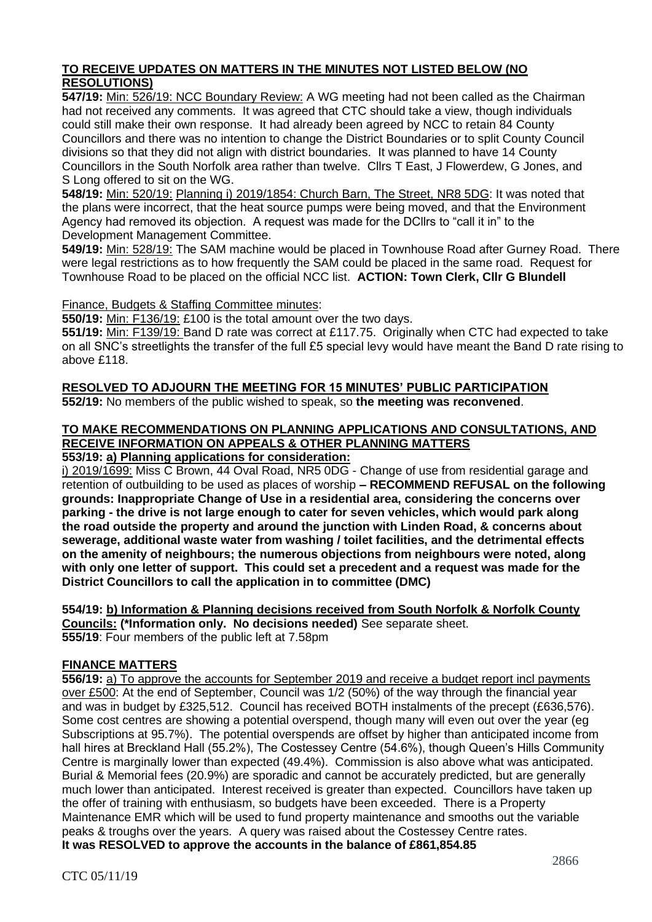**TO RECEIVE UPDATES ON MATTERS IN THE MINUTES NOT LISTED BELOW (NO RESOLUTIONS)**

**547/19:** Min: 526/19: NCC Boundary Review: A WG meeting had not been called as the Chairman had not received any comments. It was agreed that CTC should take a view, though individuals could still make their own response. It had already been agreed by NCC to retain 84 County Councillors and there was no intention to change the District Boundaries or to split County Council divisions so that they did not align with district boundaries. It was planned to have 14 County Councillors in the South Norfolk area rather than twelve. Cllrs T East, J Flowerdew, G Jones, and S Long offered to sit on the WG.

**548/19:** Min: 520/19: Planning i) 2019/1854: Church Barn, The Street, NR8 5DG: It was noted that the plans were incorrect, that the heat source pumps were being moved, and that the Environment Agency had removed its objection. A request was made for the DCllrs to "call it in" to the Development Management Committee.

**549/19:** Min: 528/19: The SAM machine would be placed in Townhouse Road after Gurney Road. There were legal restrictions as to how frequently the SAM could be placed in the same road. Request for Townhouse Road to be placed on the official NCC list. **ACTION: Town Clerk, Cllr G Blundell**

Finance, Budgets & Staffing Committee minutes:

**550/19:** Min: F136/19: £100 is the total amount over the two days.

**551/19:** Min: F139/19: Band D rate was correct at £117.75. Originally when CTC had expected to take on all SNC's streetlights the transfer of the full £5 special levy would have meant the Band D rate rising to above £118.

**RESOLVED TO ADJOURN THE MEETING FOR 15 MINUTES' PUBLIC PARTICIPATION**

**552/19:** No members of the public wished to speak, so **the meeting was reconvened**.

**TO MAKE RECOMMENDATIONS ON PLANNING APPLICATIONS AND CONSULTATIONS, AND RECEIVE INFORMATION ON APPEALS & OTHER PLANNING MATTERS**

**553/19: a) Planning applications for consideration:**

i) 2019/1699: Miss C Brown, 44 Oval Road, NR5 0DG - Change of use from residential garage and retention of outbuilding to be used as places of worship **– RECOMMEND REFUSAL on the following grounds: Inappropriate Change of Use in a residential area, considering the concerns over parking - the drive is not large enough to cater for seven vehicles, which would park along the road outside the property and around the junction with Linden Road, & concerns about sewerage, additional waste water from washing / toilet facilities, and the detrimental effects on the amenity of neighbours; the numerous objections from neighbours were noted, along with only one letter of support. This could set a precedent and a request was made for the District Councillors to call the application in to committee (DMC)**

**554/19: b) Information & Planning decisions received from South Norfolk & Norfolk County Councils: (\*Information only. No decisions needed)** See separate sheet.

**555/19**: Four members of the public left at 7.58pm

**FINANCE MATTERS**

**556/19:** a) To approve the accounts for September 2019 and receive a budget report incl payments over £500: At the end of September, Council was 1/2 (50%) of the way through the financial year and was in budget by £325,512. Council has received BOTH instalments of the precept (£636,576). Some cost centres are showing a potential overspend, though many will even out over the year (eg Subscriptions at 95.7%). The potential overspends are offset by higher than anticipated income from hall hires at Breckland Hall (55.2%), The Costessey Centre (54.6%), though Queen's Hills Community Centre is marginally lower than expected (49.4%). Commission is also above what was anticipated. Burial & Memorial fees (20.9%) are sporadic and cannot be accurately predicted, but are generally much lower than anticipated. Interest received is greater than expected. Councillors have taken up the offer of training with enthusiasm, so budgets have been exceeded. There is a Property Maintenance EMR which will be used to fund property maintenance and smooths out the variable peaks & troughs over the years. A query was raised about the Costessey Centre rates.

**It was RESOLVED to approve the accounts in the balance of £861,854.85**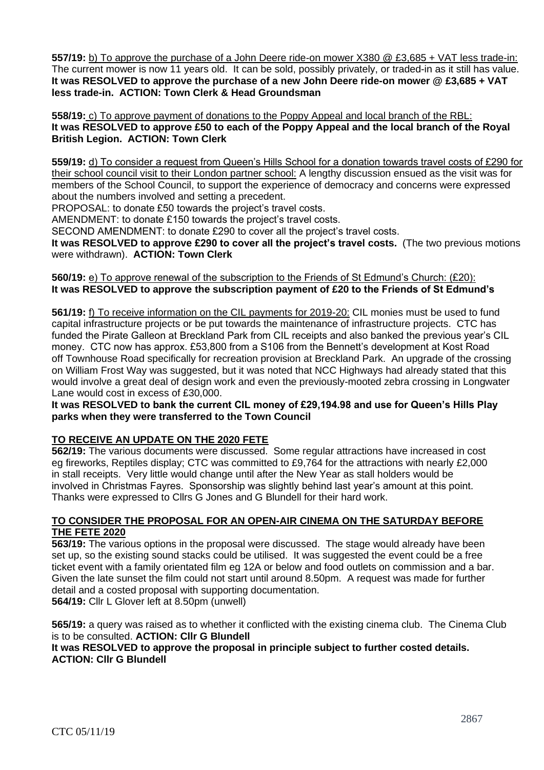**557/19:** b) To approve the purchase of a John Deere ride-on mower X380 @ £3,685 + VAT less trade-in: The current mower is now 11 years old. It can be sold, possibly privately, or traded-in as it still has value. **It was RESOLVED to approve the purchase of a new John Deere ride-on mower @ £3,685 + VAT less trade-in. ACTION: Town Clerk & Head Groundsman**

**558/19:** c) To approve payment of donations to the Poppy Appeal and local branch of the RBL: **It was RESOLVED to approve £50 to each of the Poppy Appeal and the local branch of the Royal British Legion. ACTION: Town Clerk**

**559/19:** d) To consider a request from Queen's Hills School for a donation towards travel costs of £290 for their school council visit to their London partner school: A lengthy discussion ensued as the visit was for members of the School Council, to support the experience of democracy and concerns were expressed about the numbers involved and setting a precedent.

PROPOSAL: to donate £50 towards the project's travel costs.

AMENDMENT: to donate £150 towards the project's travel costs.

SECOND AMENDMENT: to donate £290 to cover all the project's travel costs.

**It was RESOLVED to approve £290 to cover all the project's travel costs.** (The two previous motions were withdrawn). **ACTION: Town Clerk**

**560/19:** e) To approve renewal of the subscription to the Friends of St Edmund's Church: (£20): **It was RESOLVED to approve the subscription payment of £20 to the Friends of St Edmund's**

**561/19:** f) To receive information on the CIL payments for 2019-20: CIL monies must be used to fund capital infrastructure projects or be put towards the maintenance of infrastructure projects. CTC has funded the Pirate Galleon at Breckland Park from CIL receipts and also banked the previous year's CIL money. CTC now has approx. £53,800 from a S106 from the Bennett's development at Kost Road off Townhouse Road specifically for recreation provision at Breckland Park. An upgrade of the crossing on William Frost Way was suggested, but it was noted that NCC Highways had already stated that this would involve a great deal of design work and even the previously-mooted zebra crossing in Longwater Lane would cost in excess of £30,000.

**It was RESOLVED to bank the current CIL money of £29,194.98 and use for Queen's Hills Play parks when they were transferred to the Town Council**

## TO RECEIVE AN UPDATE ON THE 2020 FETE

**562/19:** The various documents were discussed. Some regular attractions have increased in cost eg fireworks, Reptiles display; CTC was committed to £9,764 for the attractions with nearly £2,000 in stall receipts. Very little would change until after the New Year as stall holders would be involved in Christmas Fayres. Sponsorship was slightly behind last year's amount at this point. Thanks were expressed to Cllrs G Jones and G Blundell for their hard work.

## TO CONSIDER THE PROPOSAL FOR AN OPEN-AIR CINEMA ON THE SATURDAY BEFORE THE FETE 2020

**563/19:** The various options in the proposal were discussed. The stage would already have been set up, so the existing sound stacks could be utilised. It was suggested the event could be a free ticket event with a family orientated film eg 12A or below and food outlets on commission and a bar. Given the late sunset the film could not start until around 8.50pm. A request was made for further detail and a costed proposal with supporting documentation.

**564/19:** Cllr L Glover left at 8.50pm (unwell)

**565/19:** a query was raised as to whether it conflicted with the existing cinema club. The Cinema Club is to be consulted. **ACTION: Cllr G Blundell**

**It was RESOLVED to approve the proposal in principle subject to further costed details. ACTION: Cllr G Blundell**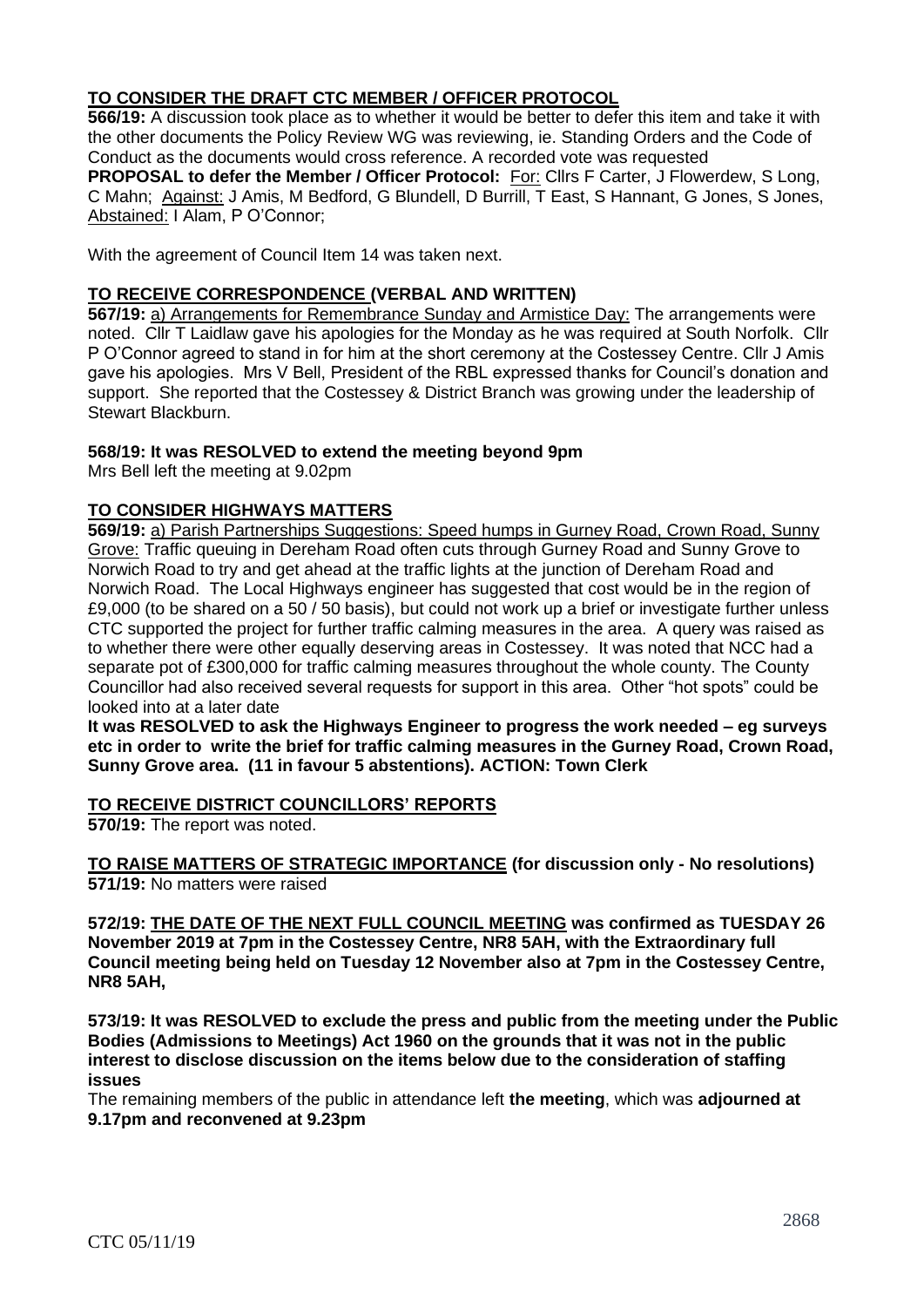**TO CONSIDER THE DRAFT CTC MEMBER / OFFICER PROTOCOL**

**566/19:** A discussion took place as to whether it would be better to defer this item and take it with the other documents the Policy Review WG was reviewing, ie. Standing Orders and the Code of Conduct as the documents would cross reference. A recorded vote was requested

**PROPOSAL to defer the Member / Officer Protocol:** For: Cllrs F Carter, J Flowerdew, S Long, C Mahn; Against: J Amis, M Bedford, G Blundell, D Burrill, T East, S Hannant, G Jones, S Jones, Abstained: I Alam, P O'Connor;

With the agreement of Council Item 14 was taken next.

**TO RECEIVE CORRESPONDENCE (VERBAL AND WRITTEN)**

**567/19:** a) Arrangements for Remembrance Sunday and Armistice Day: The arrangements were noted. Cllr T Laidlaw gave his apologies for the Monday as he was required at South Norfolk. Cllr P O'Connor agreed to stand in for him at the short ceremony at the Costessey Centre. Cllr J Amis gave his apologies. Mrs V Bell, President of the RBL expressed thanks for Council's donation and support. She reported that the Costessey & District Branch was growing under the leadership of Stewart Blackburn.

**568/19: It was RESOLVED to extend the meeting beyond 9pm**

Mrs Bell left the meeting at 9.02pm

**TO CONSIDER HIGHWAYS MATTERS**

**569/19:** a) Parish Partnerships Suggestions: Speed humps in Gurney Road, Crown Road, Sunny Grove: Traffic queuing in Dereham Road often cuts through Gurney Road and Sunny Grove to Norwich Road to try and get ahead at the traffic lights at the junction of Dereham Road and Norwich Road. The Local Highways engineer has suggested that cost would be in the region of £9,000 (to be shared on a 50 / 50 basis), but could not work up a brief or investigate further unless CTC supported the project for further traffic calming measures in the area. A query was raised as to whether there were other equally deserving areas in Costessey. It was noted that NCC had a separate pot of £300,000 for traffic calming measures throughout the whole county. The County Councillor had also received several requests for support in this area. Other "hot spots" could be looked into at a later date

**It was RESOLVED to ask the Highways Engineer to progress the work needed – eg surveys etc in order to write the brief for traffic calming measures in the Gurney Road, Crown Road, Sunny Grove area. (11 in favour 5 abstentions). ACTION: Town Clerk**

**TO RECEIVE DISTRICT COUNCILLORS' REPORTS**

**570/19:** The report was noted.

**TO RAISE MATTERS OF STRATEGIC IMPORTANCE (for discussion only - No resolutions)**

**571/19:** No matters were raised

**572/19: THE DATE OF THE NEXT FULL COUNCIL MEETING was confirmed as TUESDAY 26 November 2019 at 7pm in the Costessey Centre, NR8 5AH, with the Extraordinary full Council meeting being held on Tuesday 12 November also at 7pm in the Costessey Centre, NR8 5AH,**

**573/19: It was RESOLVED to exclude the press and public from the meeting under the Public Bodies (Admissions to Meetings) Act 1960 on the grounds that it was not in the public interest to disclose discussion on the items below due to the consideration of staffing issues**

The remaining members of the public in attendance left **the meeting**, which was **adjourned at 9.17pm and reconvened at 9.23pm**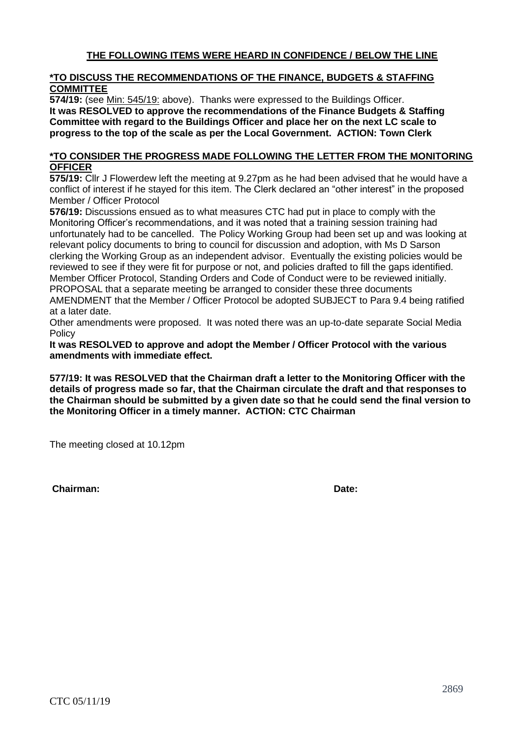**THE FOLLOWING ITEMS WERE HEARD IN CONFIDENCE / BELOW THE LINE**

**\*TO DISCUSS THE RECOMMENDATIONS OF THE FINANCE, BUDGETS & STAFFING COMMITTEE**

**574/19:** (see Min: 545/19: above). Thanks were expressed to the Buildings Officer.
**It was RESOLVED to approve the recommendations of the Finance Budgets & Staffing Committee with regard to the Buildings Officer and place her on the next LC scale to progress to the top of the scale as per the Local Government. ACTION: Town Clerk**

**\*TO CONSIDER THE PROGRESS MADE FOLLOWING THE LETTER FROM THE MONITORING OFFICER**

**575/19:** Cllr J Flowerdew left the meeting at 9.27pm as he had been advised that he would have a conflict of interest if he stayed for this item. The Clerk declared an "other interest" in the proposed Member / Officer Protocol

**576/19:** Discussions ensued as to what measures CTC had put in place to comply with the Monitoring Officer's recommendations, and it was noted that a training session training had unfortunately had to be cancelled. The Policy Working Group had been set up and was looking at relevant policy documents to bring to council for discussion and adoption, with Ms D Sarson clerking the Working Group as an independent advisor. Eventually the existing policies would be reviewed to see if they were fit for purpose or not, and policies drafted to fill the gaps identified. Member Officer Protocol, Standing Orders and Code of Conduct were to be reviewed initially.
PROPOSAL that a separate meeting be arranged to consider these three documents
AMENDMENT that the Member / Officer Protocol be adopted SUBJECT to Para 9.4 being ratified at a later date.
Other amendments were proposed. It was noted there was an up-to-date separate Social Media Policy
**It was RESOLVED to approve and adopt the Member / Officer Protocol with the various amendments with immediate effect.**

**577/19: It was RESOLVED that the Chairman draft a letter to the Monitoring Officer with the details of progress made so far, that the Chairman circulate the draft and that responses to the Chairman should be submitted by a given date so that he could send the final version to the Monitoring Officer in a timely manner. ACTION: CTC Chairman**

The meeting closed at 10.12pm

**Chairman:** **Date:**